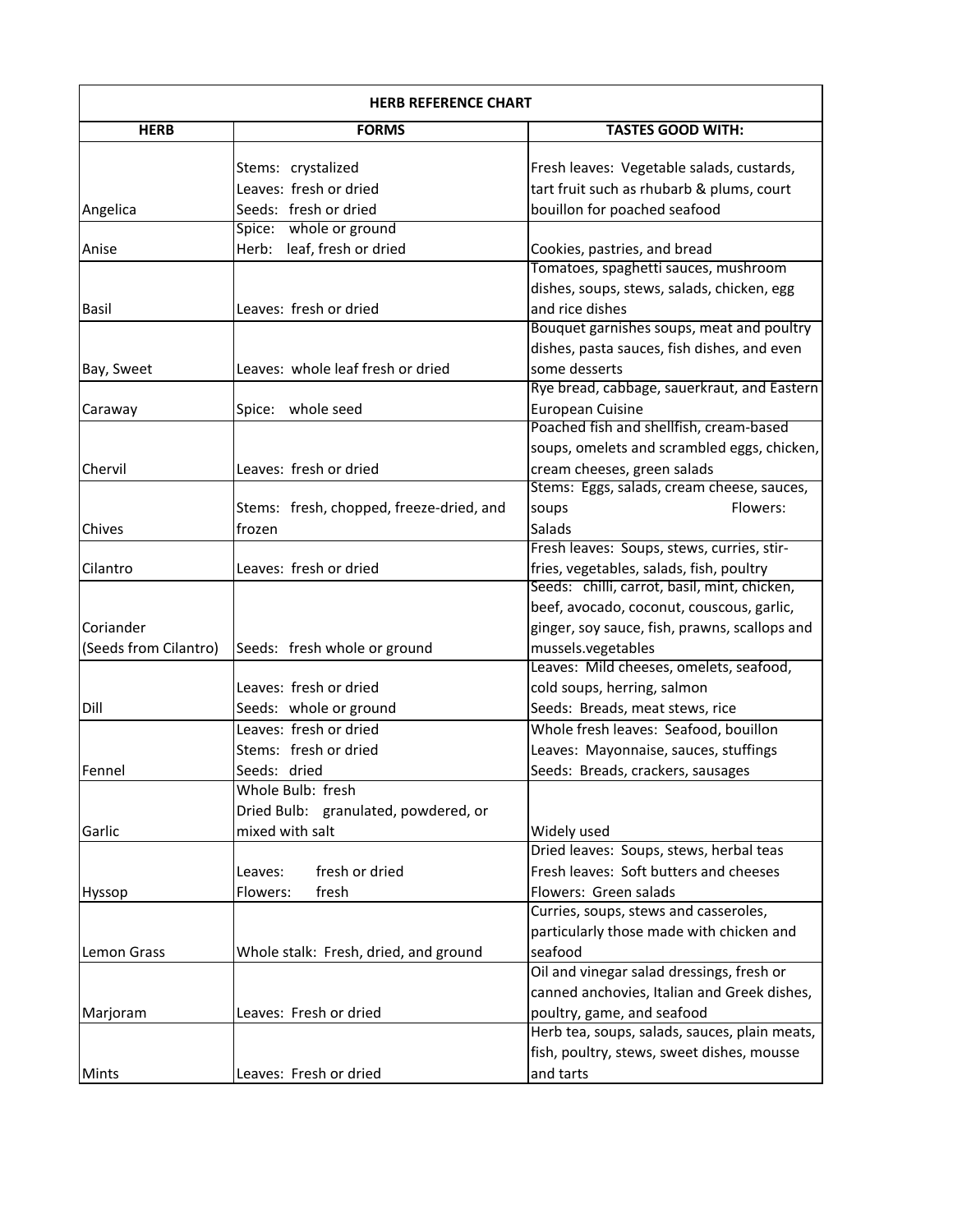| HERB REFERENCE CHART | | |
|---|---|---|
| **HERB** | **FORMS** | **TASTES GOOD WITH:** |
| Angelica | Stems: crystalized<br>Leaves: fresh or dried<br>Seeds: fresh or dried | Fresh leaves: Vegetable salads, custards, tart fruit such as rhubarb & plums, court bouillon for poached seafood |
| Anise | Spice: whole or ground<br>Herb: leaf, fresh or dried | Cookies, pastries, and bread |
| Basil | Leaves: fresh or dried | Tomatoes, spaghetti sauces, mushroom dishes, soups, stews, salads, chicken, egg and rice dishes |
| Bay, Sweet | Leaves: whole leaf fresh or dried | Bouquet garnishes soups, meat and poultry dishes, pasta sauces, fish dishes, and even some desserts |
| Caraway | Spice: whole seed | Rye bread, cabbage, sauerkraut, and Eastern European Cuisine |
| Chervil | Leaves: fresh or dried | Poached fish and shellfish, cream-based soups, omelets and scrambled eggs, chicken, cream cheeses, green salads |
| Chives | Stems: fresh, chopped, freeze-dried, and frozen | Stems: Eggs, salads, cream cheese, sauces, soups Flowers: Salads |
| Cilantro | Leaves: fresh or dried | Fresh leaves: Soups, stews, curries, stir-fries, vegetables, salads, fish, poultry |
| Coriander<br>(Seeds from Cilantro) | Seeds: fresh whole or ground | Seeds: chilli, carrot, basil, mint, chicken, beef, avocado, coconut, couscous, garlic, ginger, soy sauce, fish, prawns, scallops and mussels.vegetables |
| Dill | Leaves: fresh or dried<br>Seeds: whole or ground | Leaves: Mild cheeses, omelets, seafood, cold soups, herring, salmon<br>Seeds: Breads, meat stews, rice |
| Fennel | Leaves: fresh or dried<br>Stems: fresh or dried<br>Seeds: dried | Whole fresh leaves: Seafood, bouillon<br>Leaves: Mayonnaise, sauces, stuffings<br>Seeds: Breads, crackers, sausages |
| Garlic | Whole Bulb: fresh<br>Dried Bulb: granulated, powdered, or mixed with salt | Widely used |
| Hyssop | Leaves: fresh or dried<br>Flowers: fresh | Dried leaves: Soups, stews, herbal teas<br>Fresh leaves: Soft butters and cheeses<br>Flowers: Green salads |
| Lemon Grass | Whole stalk: Fresh, dried, and ground | Curries, soups, stews and casseroles, particularly those made with chicken and seafood |
| Marjoram | Leaves: Fresh or dried | Oil and vinegar salad dressings, fresh or canned anchovies, Italian and Greek dishes, poultry, game, and seafood |
| Mints | Leaves: Fresh or dried | Herb tea, soups, salads, sauces, plain meats, fish, poultry, stews, sweet dishes, mousse and tarts |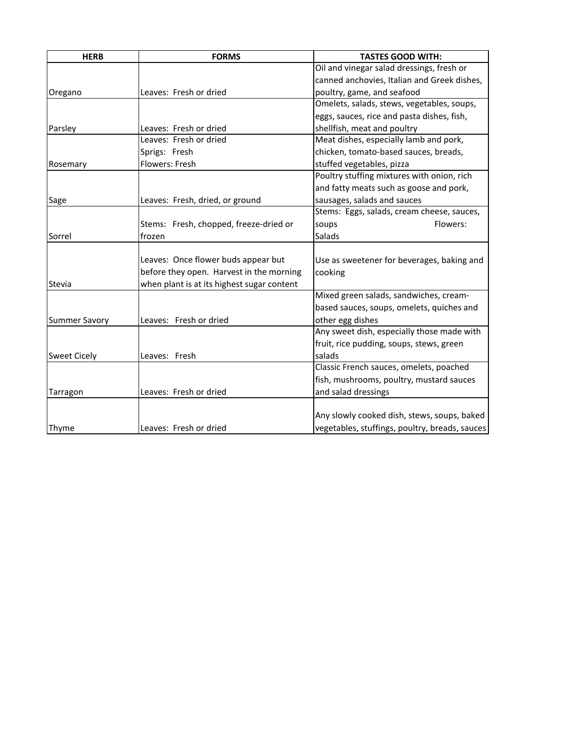| HERB | FORMS | TASTES GOOD WITH: |
|---|---|---|
| Oregano | Leaves: Fresh or dried | Oil and vinegar salad dressings, fresh or canned anchovies, Italian and Greek dishes, poultry, game, and seafood |
| Parsley | Leaves: Fresh or dried | Omelets, salads, stews, vegetables, soups, eggs, sauces, rice and pasta dishes, fish, shellfish, meat and poultry |
| Rosemary | Leaves: Fresh or dried<br>Sprigs: Fresh<br>Flowers: Fresh | Meat dishes, especially lamb and pork, chicken, tomato-based sauces, breads, stuffed vegetables, pizza |
| Sage | Leaves: Fresh, dried, or ground | Poultry stuffing mixtures with onion, rich and fatty meats such as goose and pork, sausages, salads and sauces |
| Sorrel | Stems: Fresh, chopped, freeze-dried or frozen | Stems: Eggs, salads, cream cheese, sauces, soups Flowers: Salads |
| Stevia | Leaves: Once flower buds appear but before they open. Harvest in the morning when plant is at its highest sugar content | Use as sweetener for beverages, baking and cooking |
| Summer Savory | Leaves: Fresh or dried | Mixed green salads, sandwiches, cream-based sauces, soups, omelets, quiches and other egg dishes |
| Sweet Cicely | Leaves: Fresh | Any sweet dish, especially those made with fruit, rice pudding, soups, stews, green salads |
| Tarragon | Leaves: Fresh or dried | Classic French sauces, omelets, poached fish, mushrooms, poultry, mustard sauces and salad dressings |
| Thyme | Leaves: Fresh or dried | Any slowly cooked dish, stews, soups, baked vegetables, stuffings, poultry, breads, sauces |